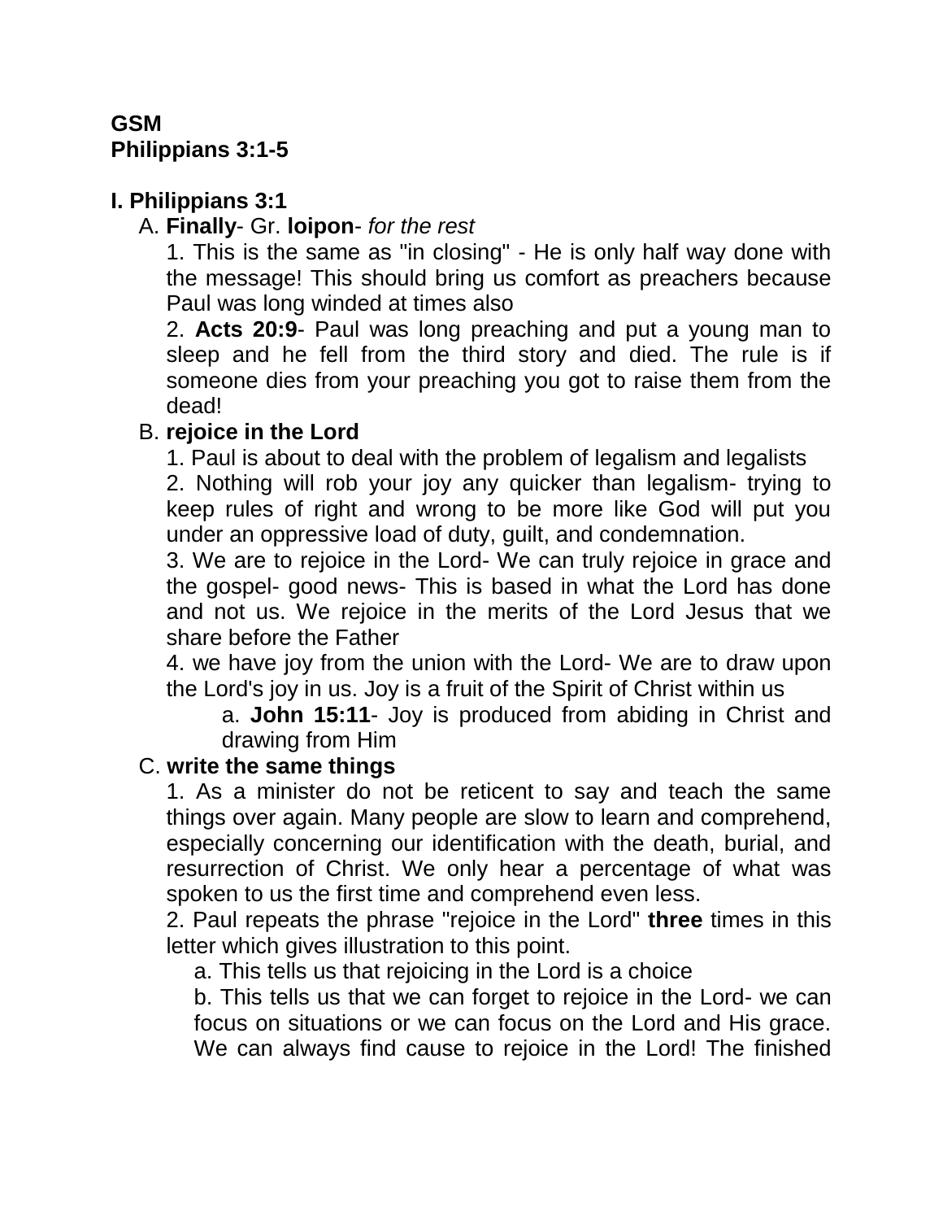**GSM**
**Philippians 3:1-5**

**I. Philippians 3:1**

A. **Finally**- Gr. **loipon**- *for the rest*

1. This is the same as "in closing" - He is only half way done with the message! This should bring us comfort as preachers because Paul was long winded at times also

2. **Acts 20:9**- Paul was long preaching and put a young man to sleep and he fell from the third story and died. The rule is if someone dies from your preaching you got to raise them from the dead!

B. **rejoice in the Lord**

1. Paul is about to deal with the problem of legalism and legalists

2. Nothing will rob your joy any quicker than legalism- trying to keep rules of right and wrong to be more like God will put you under an oppressive load of duty, guilt, and condemnation.

3. We are to rejoice in the Lord- We can truly rejoice in grace and the gospel- good news- This is based in what the Lord has done and not us. We rejoice in the merits of the Lord Jesus that we share before the Father

4. we have joy from the union with the Lord- We are to draw upon the Lord's joy in us. Joy is a fruit of the Spirit of Christ within us

a. **John 15:11**- Joy is produced from abiding in Christ and drawing from Him

C. **write the same things**

1. As a minister do not be reticent to say and teach the same things over again. Many people are slow to learn and comprehend, especially concerning our identification with the death, burial, and resurrection of Christ. We only hear a percentage of what was spoken to us the first time and comprehend even less.

2. Paul repeats the phrase "rejoice in the Lord" **three** times in this letter which gives illustration to this point.

a. This tells us that rejoicing in the Lord is a choice

b. This tells us that we can forget to rejoice in the Lord- we can focus on situations or we can focus on the Lord and His grace. We can always find cause to rejoice in the Lord! The finished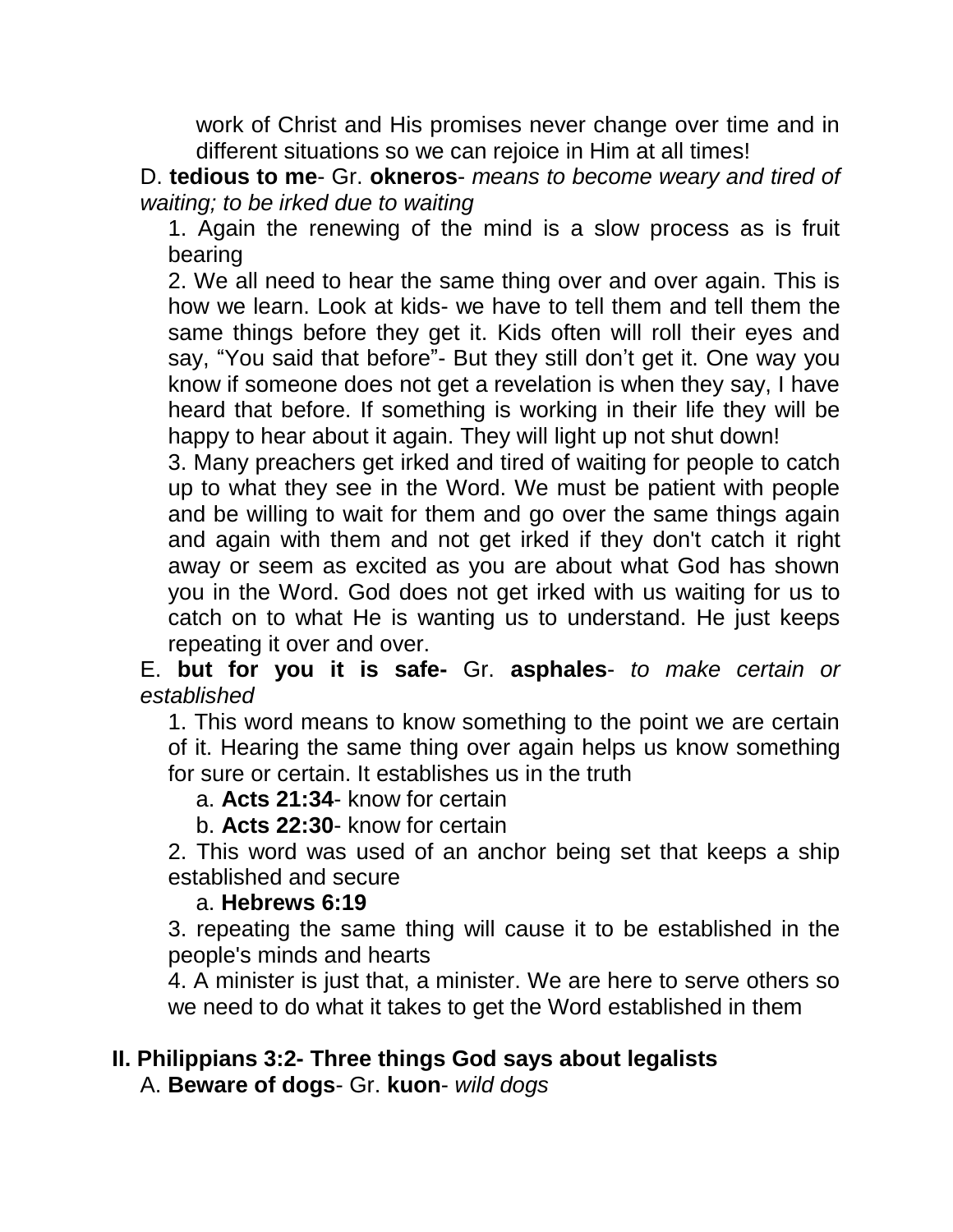work of Christ and His promises never change over time and in different situations so we can rejoice in Him at all times!

D. **tedious to me**- Gr. **okneros**- *means to become weary and tired of waiting; to be irked due to waiting*

1. Again the renewing of the mind is a slow process as is fruit bearing
2. We all need to hear the same thing over and over again. This is how we learn. Look at kids- we have to tell them and tell them the same things before they get it. Kids often will roll their eyes and say, "You said that before"- But they still don't get it. One way you know if someone does not get a revelation is when they say, I have heard that before. If something is working in their life they will be happy to hear about it again. They will light up not shut down!
3. Many preachers get irked and tired of waiting for people to catch up to what they see in the Word. We must be patient with people and be willing to wait for them and go over the same things again and again with them and not get irked if they don't catch it right away or seem as excited as you are about what God has shown you in the Word. God does not get irked with us waiting for us to catch on to what He is wanting us to understand. He just keeps repeating it over and over.

E. **but for you it is safe-** Gr. **asphales**- *to make certain or established*

1. This word means to know something to the point we are certain of it. Hearing the same thing over again helps us know something for sure or certain. It establishes us in the truth
   a. **Acts 21:34**- know for certain
   b. **Acts 22:30**- know for certain
2. This word was used of an anchor being set that keeps a ship established and secure
   a. **Hebrews 6:19**
3. repeating the same thing will cause it to be established in the people's minds and hearts
4. A minister is just that, a minister. We are here to serve others so we need to do what it takes to get the Word established in them

## II. Philippians 3:2- Three things God says about legalists

A. **Beware of dogs**- Gr. **kuon**- *wild dogs*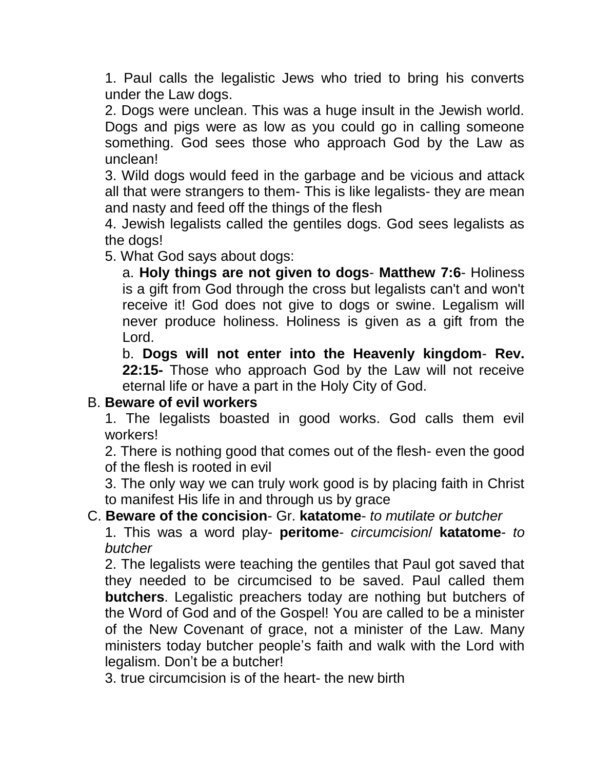1. Paul calls the legalistic Jews who tried to bring his converts under the Law dogs.

2. Dogs were unclean. This was a huge insult in the Jewish world. Dogs and pigs were as low as you could go in calling someone something. God sees those who approach God by the Law as unclean!

3. Wild dogs would feed in the garbage and be vicious and attack all that were strangers to them- This is like legalists- they are mean and nasty and feed off the things of the flesh

4. Jewish legalists called the gentiles dogs. God sees legalists as the dogs!

5. What God says about dogs:

   a. **Holy things are not given to dogs**- **Matthew 7:6**- Holiness is a gift from God through the cross but legalists can't and won't receive it! God does not give to dogs or swine. Legalism will never produce holiness. Holiness is given as a gift from the Lord.

   b. **Dogs will not enter into the Heavenly kingdom**- **Rev. 22:15-** Those who approach God by the Law will not receive eternal life or have a part in the Holy City of God.

B. **Beware of evil workers**

1. The legalists boasted in good works. God calls them evil workers!

2. There is nothing good that comes out of the flesh- even the good of the flesh is rooted in evil

3. The only way we can truly work good is by placing faith in Christ to manifest His life in and through us by grace

C. **Beware of the concision**- Gr. **katatome**- *to mutilate or butcher*

1. This was a word play- **peritome**- *circumcision*/ **katatome**- *to butcher*

2. The legalists were teaching the gentiles that Paul got saved that they needed to be circumcised to be saved. Paul called them **butchers**. Legalistic preachers today are nothing but butchers of the Word of God and of the Gospel! You are called to be a minister of the New Covenant of grace, not a minister of the Law. Many ministers today butcher people's faith and walk with the Lord with legalism. Don't be a butcher!

3. true circumcision is of the heart- the new birth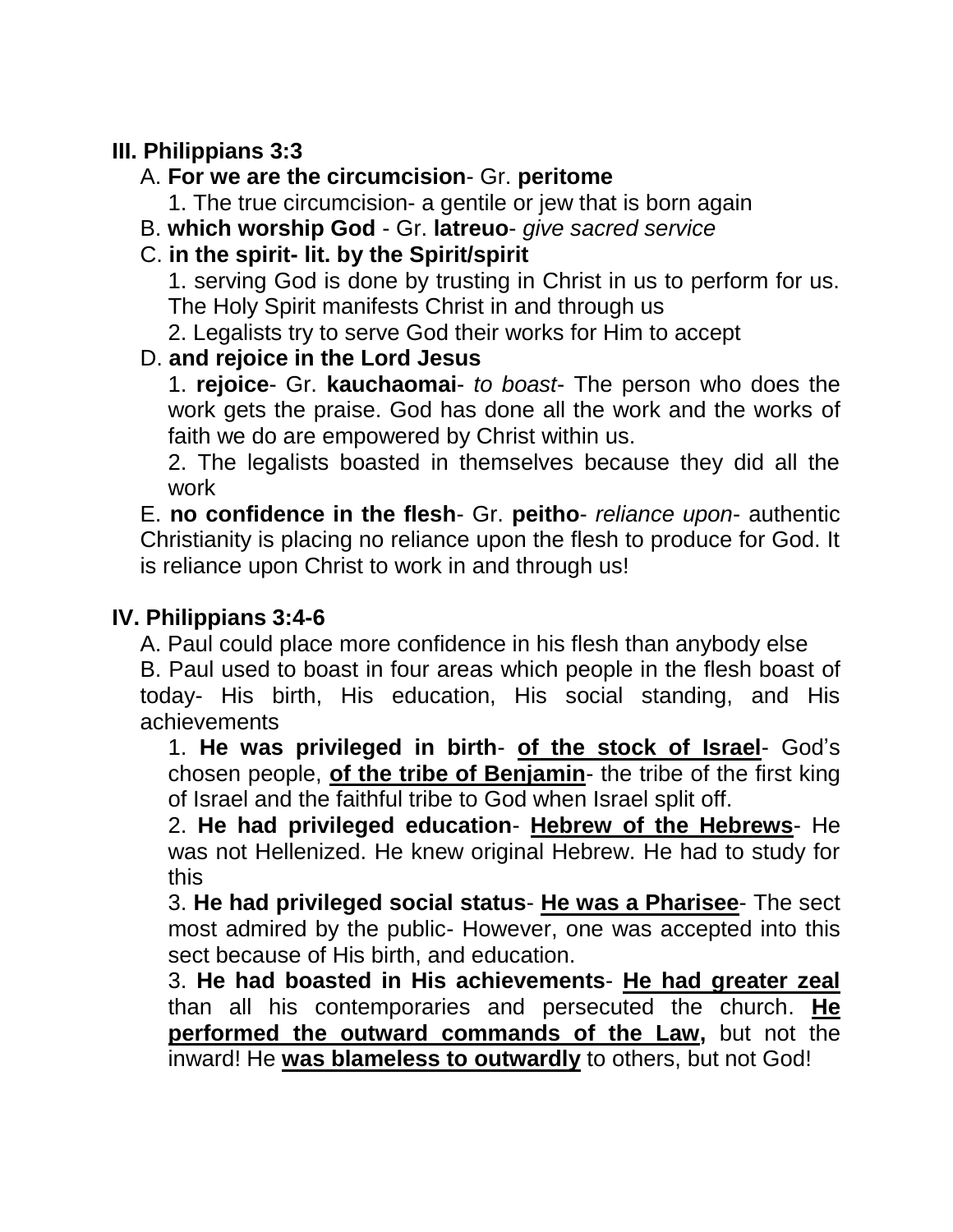**III. Philippians 3:3**

A. **For we are the circumcision**- Gr. **peritome**

1. The true circumcision- a gentile or jew that is born again

B. **which worship God** - Gr. **latreuo**- *give sacred service*

C. **in the spirit- lit. by the Spirit/spirit**

1. serving God is done by trusting in Christ in us to perform for us. The Holy Spirit manifests Christ in and through us

2. Legalists try to serve God their works for Him to accept

D. **and rejoice in the Lord Jesus**

1. **rejoice**- Gr. **kauchaomai**- *to boast*- The person who does the work gets the praise. God has done all the work and the works of faith we do are empowered by Christ within us.

2. The legalists boasted in themselves because they did all the work

E. **no confidence in the flesh**- Gr. **peitho**- *reliance upon*- authentic Christianity is placing no reliance upon the flesh to produce for God. It is reliance upon Christ to work in and through us!

**IV. Philippians 3:4-6**

A. Paul could place more confidence in his flesh than anybody else

B. Paul used to boast in four areas which people in the flesh boast of today- His birth, His education, His social standing, and His achievements

1. **He was privileged in birth**- **<u>of the stock of Israel</u>**- God's chosen people, **<u>of the tribe of Benjamin</u>**- the tribe of the first king of Israel and the faithful tribe to God when Israel split off.

2. **He had privileged education**- **<u>Hebrew of the Hebrews</u>**- He was not Hellenized. He knew original Hebrew. He had to study for this

3. **He had privileged social status**- **<u>He was a Pharisee</u>**- The sect most admired by the public- However, one was accepted into this sect because of His birth, and education.

3. **He had boasted in His achievements**- **<u>He had greater zeal</u>** than all his contemporaries and persecuted the church. **<u>He performed the outward commands of the Law,</u>** but not the inward! He **<u>was blameless to outwardly</u>** to others, but not God!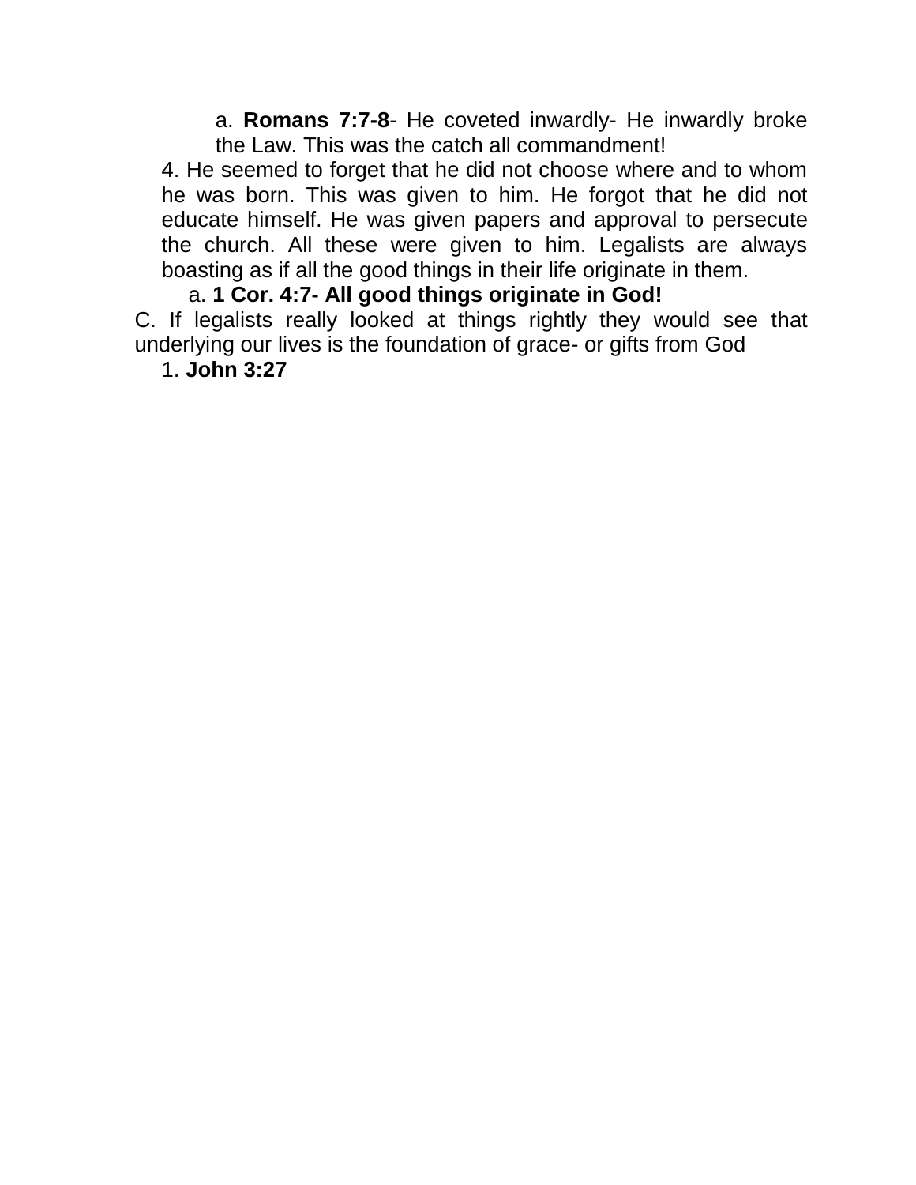a. **Romans 7:7-8**- He coveted inwardly- He inwardly broke the Law. This was the catch all commandment!

4. He seemed to forget that he did not choose where and to whom he was born. This was given to him. He forgot that he did not educate himself. He was given papers and approval to persecute the church. All these were given to him. Legalists are always boasting as if all the good things in their life originate in them.

a. **1 Cor. 4:7- All good things originate in God!**

C. If legalists really looked at things rightly they would see that underlying our lives is the foundation of grace- or gifts from God

1. **John 3:27**